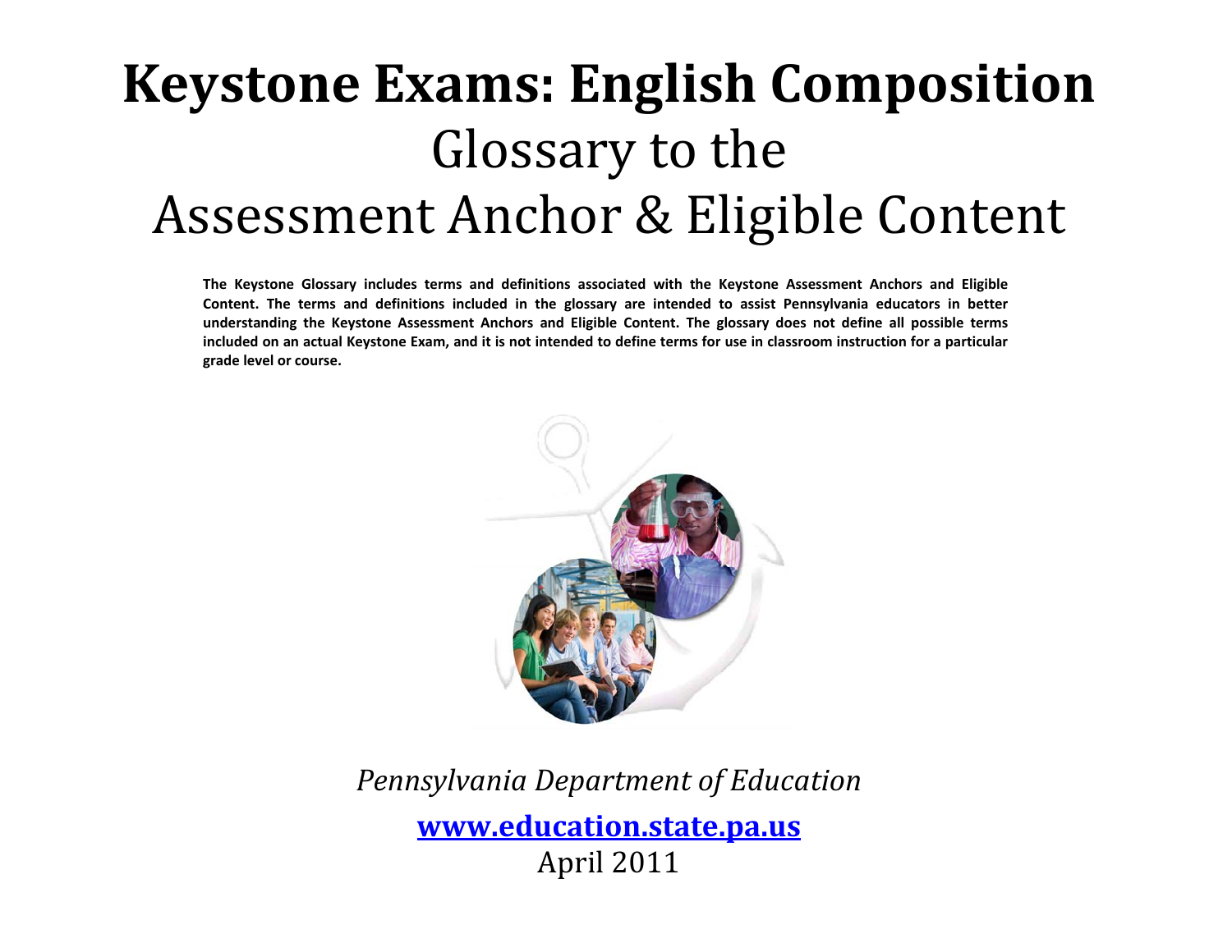# Keystone Exams: English Composition

## Glossary to the
## Assessment Anchor & Eligible Content

**The Keystone Glossary includes terms and definitions associated with the Keystone Assessment Anchors and Eligible Content. The terms and definitions included in the glossary are intended to assist Pennsylvania educators in better understanding the Keystone Assessment Anchors and Eligible Content. The glossary does not define all possible terms included on an actual Keystone Exam, and it is not intended to define terms for use in classroom instruction for a particular grade level or course.**

*Pennsylvania Department of Education*

**[www.education.state.pa.us](http://www.education.state.pa.us)**

April 2011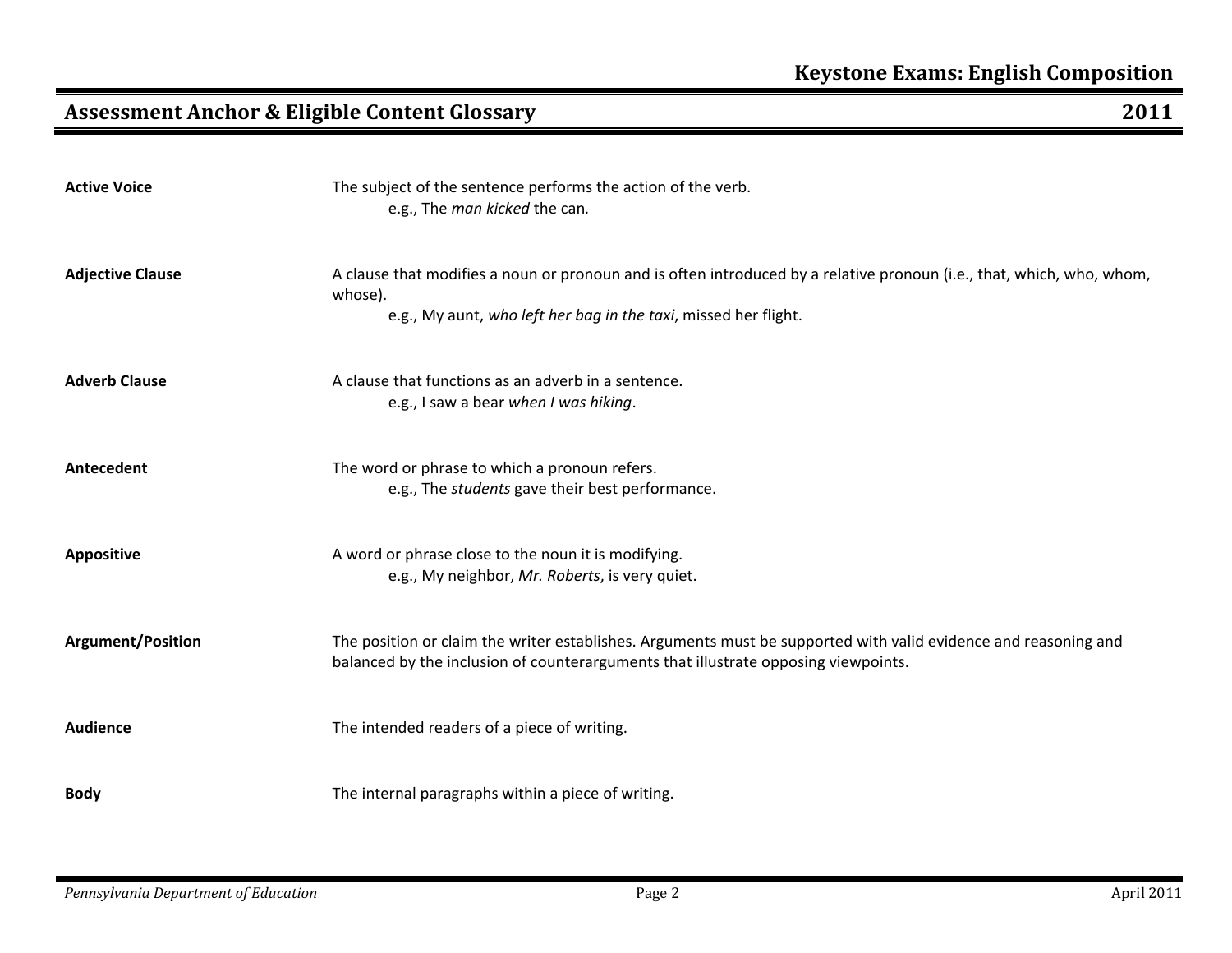# Keystone Exams: English Composition

## Assessment Anchor & Eligible Content Glossary 2011

| | |
|---|---|
| **Active Voice** | The subject of the sentence performs the action of the verb.<br>e.g., The *man kicked* the can. |
| **Adjective Clause** | A clause that modifies a noun or pronoun and is often introduced by a relative pronoun (i.e., that, which, who, whom, whose).<br>e.g., My aunt, *who left her bag in the taxi*, missed her flight. |
| **Adverb Clause** | A clause that functions as an adverb in a sentence.<br>e.g., I saw a bear *when I was hiking*. |
| **Antecedent** | The word or phrase to which a pronoun refers.<br>e.g., The *students* gave their best performance. |
| **Appositive** | A word or phrase close to the noun it is modifying.<br>e.g., My neighbor, *Mr. Roberts*, is very quiet. |
| **Argument/Position** | The position or claim the writer establishes. Arguments must be supported with valid evidence and reasoning and balanced by the inclusion of counterarguments that illustrate opposing viewpoints. |
| **Audience** | The intended readers of a piece of writing. |
| **Body** | The internal paragraphs within a piece of writing. |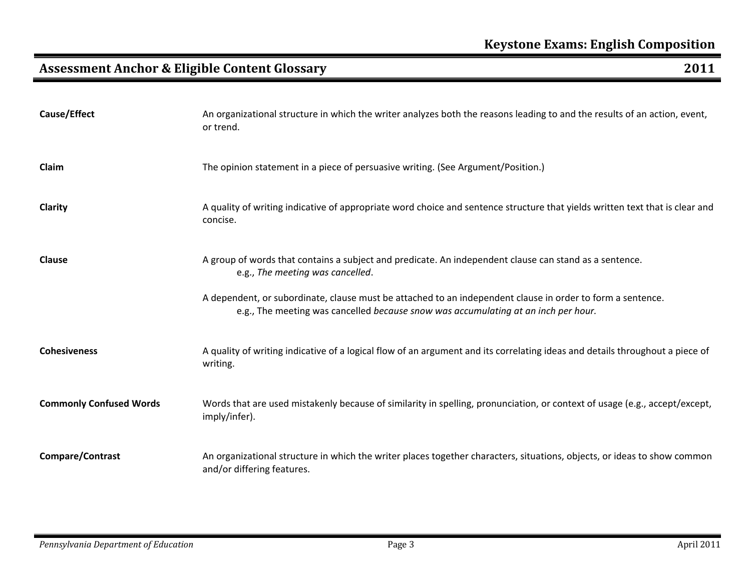**Cause/Effect**

An organizational structure in which the writer analyzes both the reasons leading to and the results of an action, event, or trend.

**Claim**

The opinion statement in a piece of persuasive writing. (See Argument/Position.)

**Clarity**

A quality of writing indicative of appropriate word choice and sentence structure that yields written text that is clear and concise.

**Clause**

A group of words that contains a subject and predicate. An independent clause can stand as a sentence.

e.g., *The meeting was cancelled*.

A dependent, or subordinate, clause must be attached to an independent clause in order to form a sentence.

e.g., The meeting was cancelled *because snow was accumulating at an inch per hour.*

**Cohesiveness**

A quality of writing indicative of a logical flow of an argument and its correlating ideas and details throughout a piece of writing.

**Commonly Confused Words**

Words that are used mistakenly because of similarity in spelling, pronunciation, or context of usage (e.g., accept/except, imply/infer).

**Compare/Contrast**

An organizational structure in which the writer places together characters, situations, objects, or ideas to show common and/or differing features.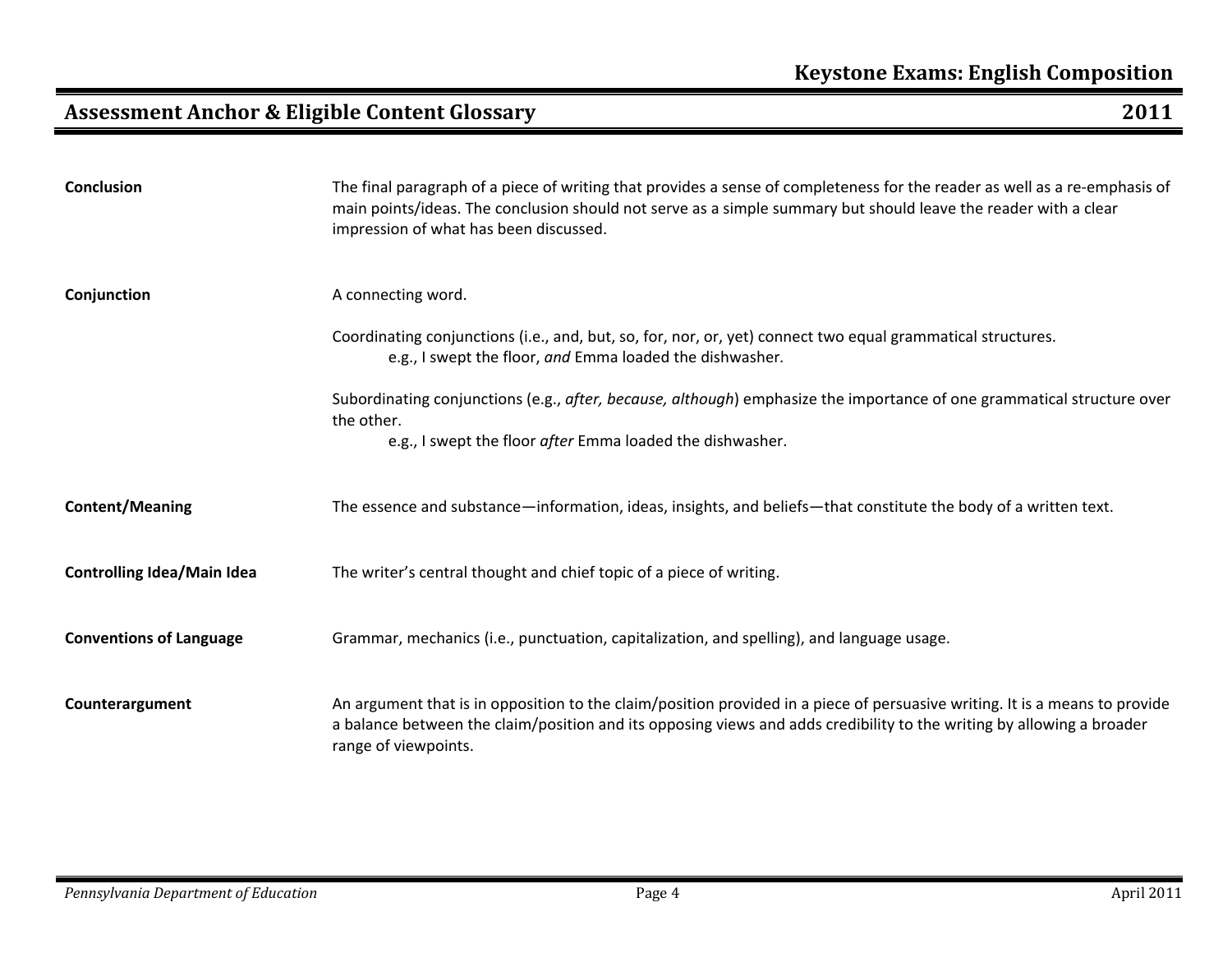**Conclusion**

The final paragraph of a piece of writing that provides a sense of completeness for the reader as well as a re-emphasis of main points/ideas. The conclusion should not serve as a simple summary but should leave the reader with a clear impression of what has been discussed.

**Conjunction**

A connecting word.

Coordinating conjunctions (i.e., and, but, so, for, nor, or, yet) connect two equal grammatical structures.
e.g., I swept the floor, *and* Emma loaded the dishwasher.

Subordinating conjunctions (e.g., *after, because, although*) emphasize the importance of one grammatical structure over the other.
e.g., I swept the floor *after* Emma loaded the dishwasher.

**Content/Meaning**

The essence and substance—information, ideas, insights, and beliefs—that constitute the body of a written text.

**Controlling Idea/Main Idea**

The writer's central thought and chief topic of a piece of writing.

**Conventions of Language**

Grammar, mechanics (i.e., punctuation, capitalization, and spelling), and language usage.

**Counterargument**

An argument that is in opposition to the claim/position provided in a piece of persuasive writing. It is a means to provide a balance between the claim/position and its opposing views and adds credibility to the writing by allowing a broader range of viewpoints.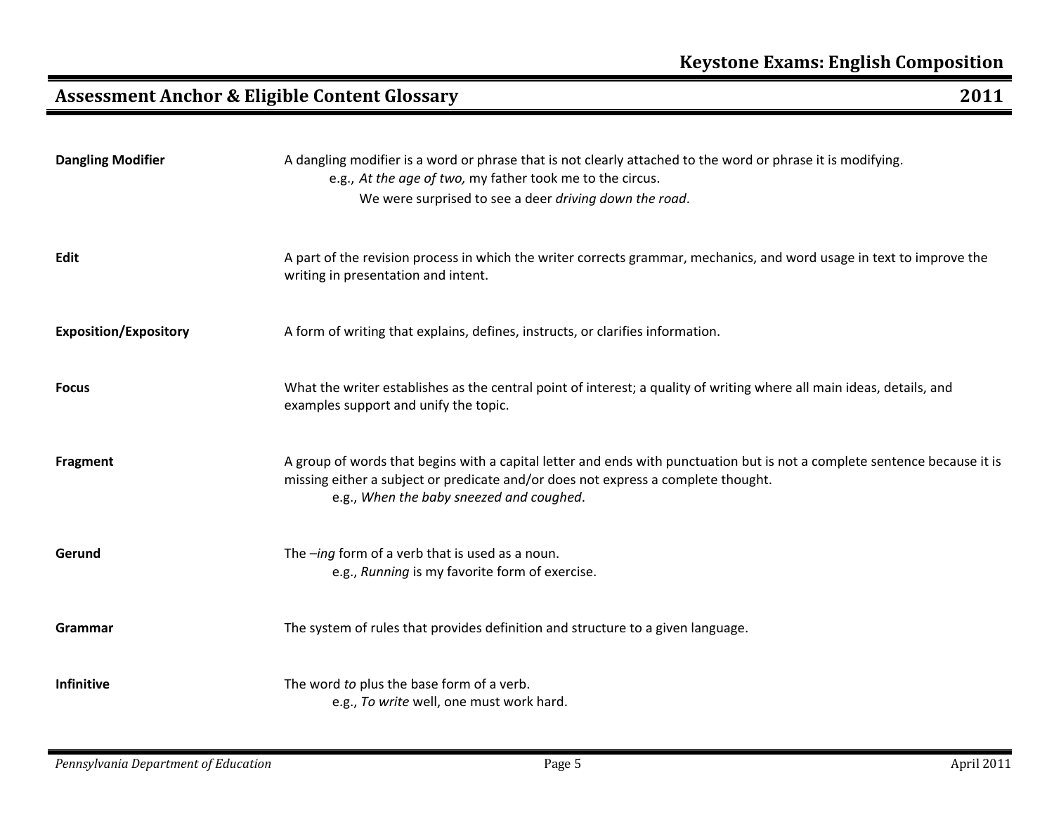| | |
|---|---|
| **Dangling Modifier** | A dangling modifier is a word or phrase that is not clearly attached to the word or phrase it is modifying.<br>e.g., *At the age of two,* my father took me to the circus.<br>We were surprised to see a deer *driving down the road*. |
| **Edit** | A part of the revision process in which the writer corrects grammar, mechanics, and word usage in text to improve the writing in presentation and intent. |
| **Exposition/Expository** | A form of writing that explains, defines, instructs, or clarifies information. |
| **Focus** | What the writer establishes as the central point of interest; a quality of writing where all main ideas, details, and examples support and unify the topic. |
| **Fragment** | A group of words that begins with a capital letter and ends with punctuation but is not a complete sentence because it is missing either a subject or predicate and/or does not express a complete thought.<br>e.g., *When the baby sneezed and coughed*. |
| **Gerund** | The –*ing* form of a verb that is used as a noun.<br>e.g., *Running* is my favorite form of exercise. |
| **Grammar** | The system of rules that provides definition and structure to a given language. |
| **Infinitive** | The word *to* plus the base form of a verb.<br>e.g., *To write* well, one must work hard. |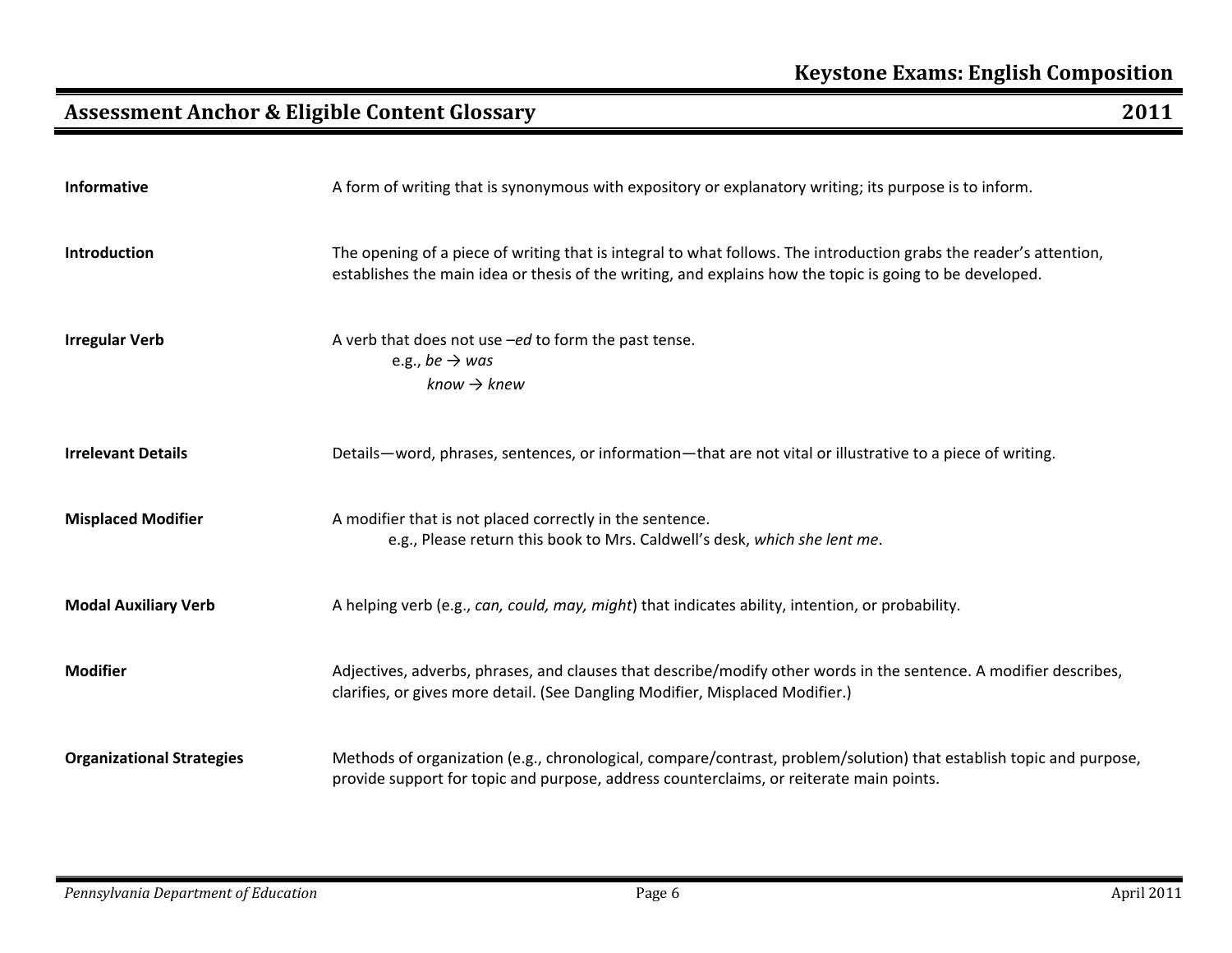**Informative**

A form of writing that is synonymous with expository or explanatory writing; its purpose is to inform.

**Introduction**

The opening of a piece of writing that is integral to what follows. The introduction grabs the reader's attention, establishes the main idea or thesis of the writing, and explains how the topic is going to be developed.

**Irregular Verb**

A verb that does not use *–ed* to form the past tense.

e.g., *be → was*

*know → knew*

**Irrelevant Details**

Details—word, phrases, sentences, or information—that are not vital or illustrative to a piece of writing.

**Misplaced Modifier**

A modifier that is not placed correctly in the sentence.

e.g., Please return this book to Mrs. Caldwell's desk, *which she lent me*.

**Modal Auxiliary Verb**

A helping verb (e.g., *can, could, may, might*) that indicates ability, intention, or probability.

**Modifier**

Adjectives, adverbs, phrases, and clauses that describe/modify other words in the sentence. A modifier describes, clarifies, or gives more detail. (See Dangling Modifier, Misplaced Modifier.)

**Organizational Strategies**

Methods of organization (e.g., chronological, compare/contrast, problem/solution) that establish topic and purpose, provide support for topic and purpose, address counterclaims, or reiterate main points.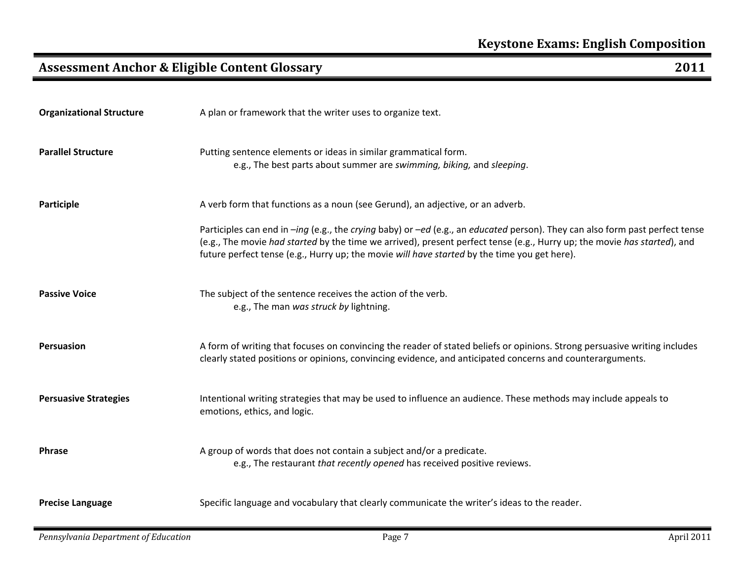**Organizational Structure** — A plan or framework that the writer uses to organize text.

**Parallel Structure** — Putting sentence elements or ideas in similar grammatical form.
e.g., The best parts about summer are *swimming, biking,* and *sleeping*.

**Participle** — A verb form that functions as a noun (see Gerund), an adjective, or an adverb.

Participles can end in –*ing* (e.g., the *crying* baby) or –*ed* (e.g., an *educated* person). They can also form past perfect tense (e.g., The movie *had started* by the time we arrived), present perfect tense (e.g., Hurry up; the movie *has started*), and future perfect tense (e.g., Hurry up; the movie *will have started* by the time you get here).

**Passive Voice** — The subject of the sentence receives the action of the verb.
e.g., The man *was struck by* lightning.

**Persuasion** — A form of writing that focuses on convincing the reader of stated beliefs or opinions. Strong persuasive writing includes clearly stated positions or opinions, convincing evidence, and anticipated concerns and counterarguments.

**Persuasive Strategies** — Intentional writing strategies that may be used to influence an audience. These methods may include appeals to emotions, ethics, and logic.

**Phrase** — A group of words that does not contain a subject and/or a predicate.
e.g., The restaurant *that recently opened* has received positive reviews.

**Precise Language** — Specific language and vocabulary that clearly communicate the writer's ideas to the reader.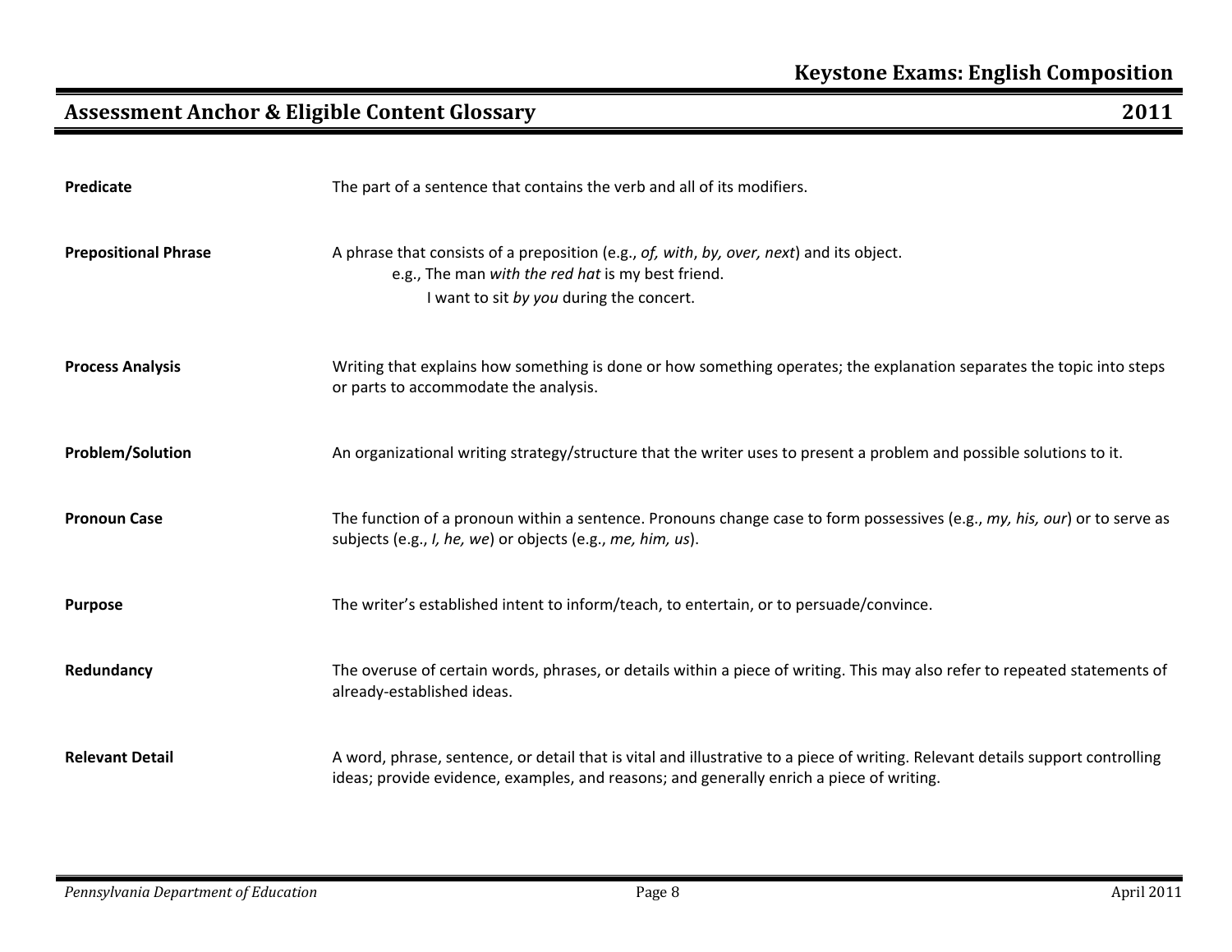| | |
|---|---|
| **Predicate** | The part of a sentence that contains the verb and all of its modifiers. |
| **Prepositional Phrase** | A phrase that consists of a preposition (e.g., *of, with*, *by, over, next*) and its object.<br>e.g., The man *with the red hat* is my best friend.<br>I want to sit *by you* during the concert. |
| **Process Analysis** | Writing that explains how something is done or how something operates; the explanation separates the topic into steps or parts to accommodate the analysis. |
| **Problem/Solution** | An organizational writing strategy/structure that the writer uses to present a problem and possible solutions to it. |
| **Pronoun Case** | The function of a pronoun within a sentence. Pronouns change case to form possessives (e.g., *my, his, our*) or to serve as subjects (e.g., *I, he, we*) or objects (e.g., *me, him, us*). |
| **Purpose** | The writer's established intent to inform/teach, to entertain, or to persuade/convince. |
| **Redundancy** | The overuse of certain words, phrases, or details within a piece of writing. This may also refer to repeated statements of already-established ideas. |
| **Relevant Detail** | A word, phrase, sentence, or detail that is vital and illustrative to a piece of writing. Relevant details support controlling ideas; provide evidence, examples, and reasons; and generally enrich a piece of writing. |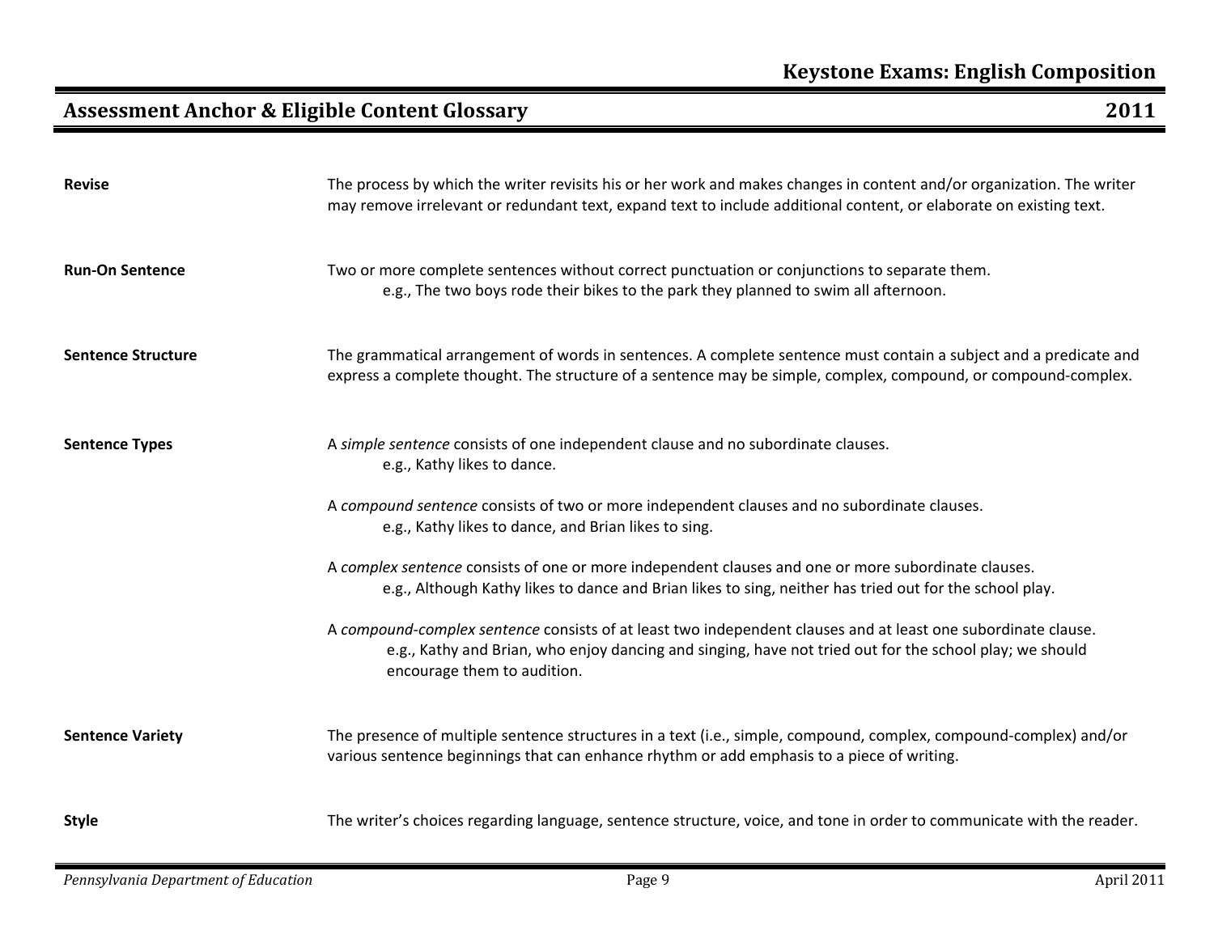**Revise**

The process by which the writer revisits his or her work and makes changes in content and/or organization. The writer may remove irrelevant or redundant text, expand text to include additional content, or elaborate on existing text.

**Run-On Sentence**

Two or more complete sentences without correct punctuation or conjunctions to separate them.

> e.g., The two boys rode their bikes to the park they planned to swim all afternoon.

**Sentence Structure**

The grammatical arrangement of words in sentences. A complete sentence must contain a subject and a predicate and express a complete thought. The structure of a sentence may be simple, complex, compound, or compound-complex.

**Sentence Types**

A *simple sentence* consists of one independent clause and no subordinate clauses.

> e.g., Kathy likes to dance.

A *compound sentence* consists of two or more independent clauses and no subordinate clauses.

> e.g., Kathy likes to dance, and Brian likes to sing.

A *complex sentence* consists of one or more independent clauses and one or more subordinate clauses.

> e.g., Although Kathy likes to dance and Brian likes to sing, neither has tried out for the school play.

A *compound-complex sentence* consists of at least two independent clauses and at least one subordinate clause.

> e.g., Kathy and Brian, who enjoy dancing and singing, have not tried out for the school play; we should encourage them to audition.

**Sentence Variety**

The presence of multiple sentence structures in a text (i.e., simple, compound, complex, compound-complex) and/or various sentence beginnings that can enhance rhythm or add emphasis to a piece of writing.

**Style**

The writer's choices regarding language, sentence structure, voice, and tone in order to communicate with the reader.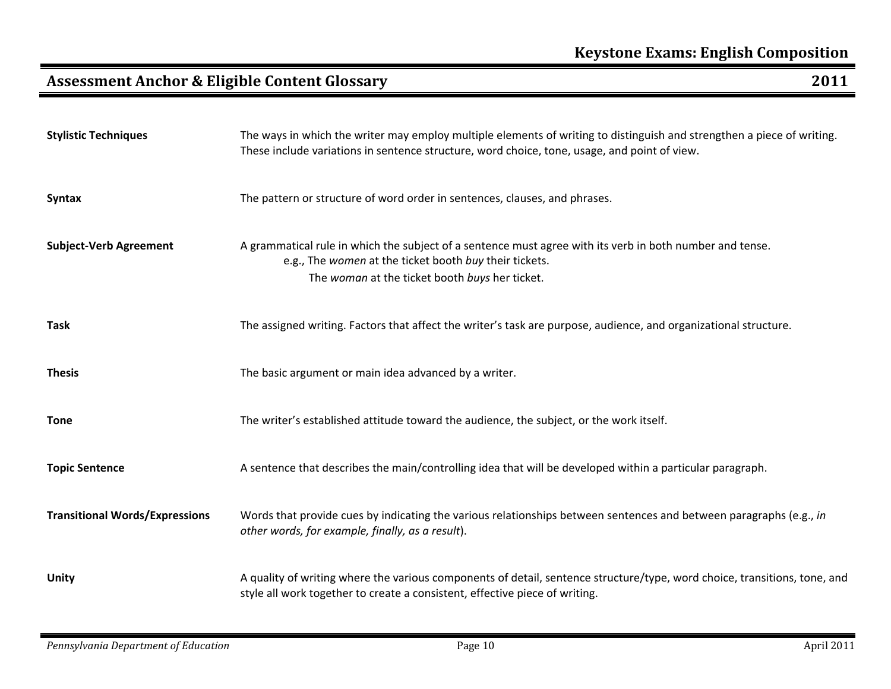| | |
|---|---|
| **Stylistic Techniques** | The ways in which the writer may employ multiple elements of writing to distinguish and strengthen a piece of writing. These include variations in sentence structure, word choice, tone, usage, and point of view. |
| **Syntax** | The pattern or structure of word order in sentences, clauses, and phrases. |
| **Subject-Verb Agreement** | A grammatical rule in which the subject of a sentence must agree with its verb in both number and tense.<br>e.g., The *women* at the ticket booth *buy* their tickets.<br>The *woman* at the ticket booth *buys* her ticket. |
| **Task** | The assigned writing. Factors that affect the writer's task are purpose, audience, and organizational structure. |
| **Thesis** | The basic argument or main idea advanced by a writer. |
| **Tone** | The writer's established attitude toward the audience, the subject, or the work itself. |
| **Topic Sentence** | A sentence that describes the main/controlling idea that will be developed within a particular paragraph. |
| **Transitional Words/Expressions** | Words that provide cues by indicating the various relationships between sentences and between paragraphs (e.g., *in other words, for example, finally, as a result*). |
| **Unity** | A quality of writing where the various components of detail, sentence structure/type, word choice, transitions, tone, and style all work together to create a consistent, effective piece of writing. |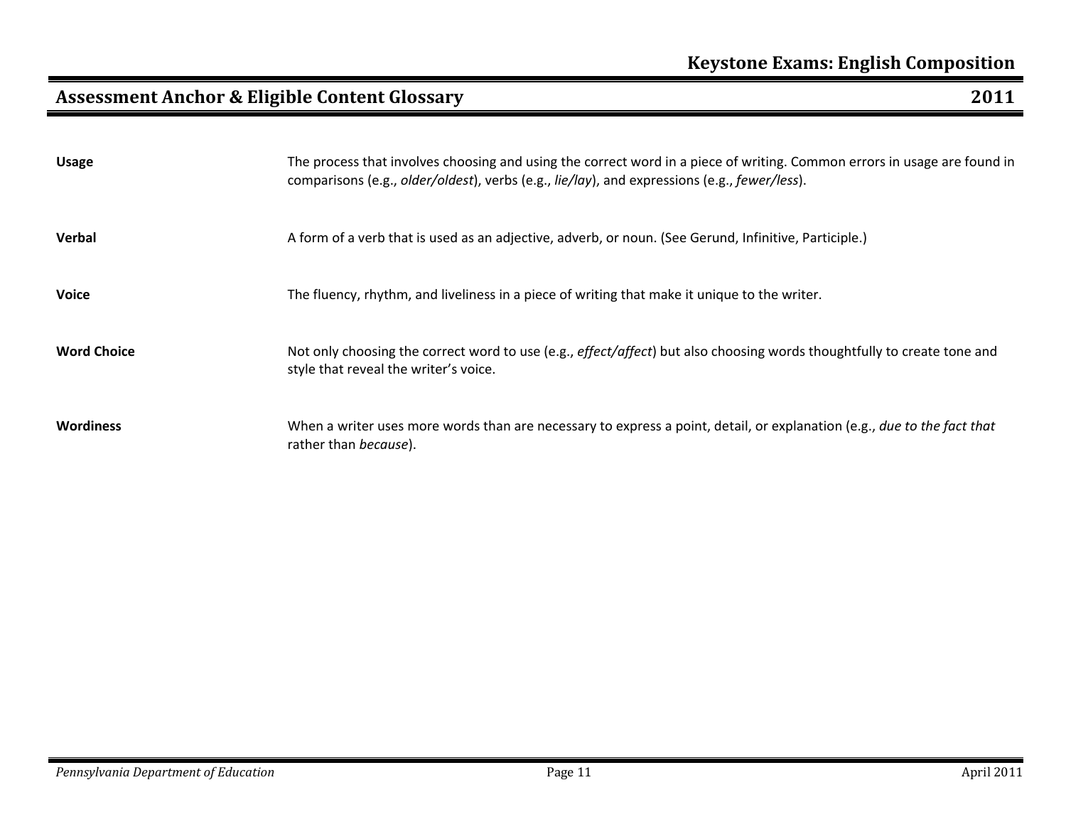| | |
|---|---|
| **Usage** | The process that involves choosing and using the correct word in a piece of writing. Common errors in usage are found in comparisons (e.g., *older/oldest*), verbs (e.g., *lie/lay*), and expressions (e.g., *fewer/less*). |
| **Verbal** | A form of a verb that is used as an adjective, adverb, or noun. (See Gerund, Infinitive, Participle.) |
| **Voice** | The fluency, rhythm, and liveliness in a piece of writing that make it unique to the writer. |
| **Word Choice** | Not only choosing the correct word to use (e.g., *effect/affect*) but also choosing words thoughtfully to create tone and style that reveal the writer's voice. |
| **Wordiness** | When a writer uses more words than are necessary to express a point, detail, or explanation (e.g., *due to the fact that* rather than *because*). |